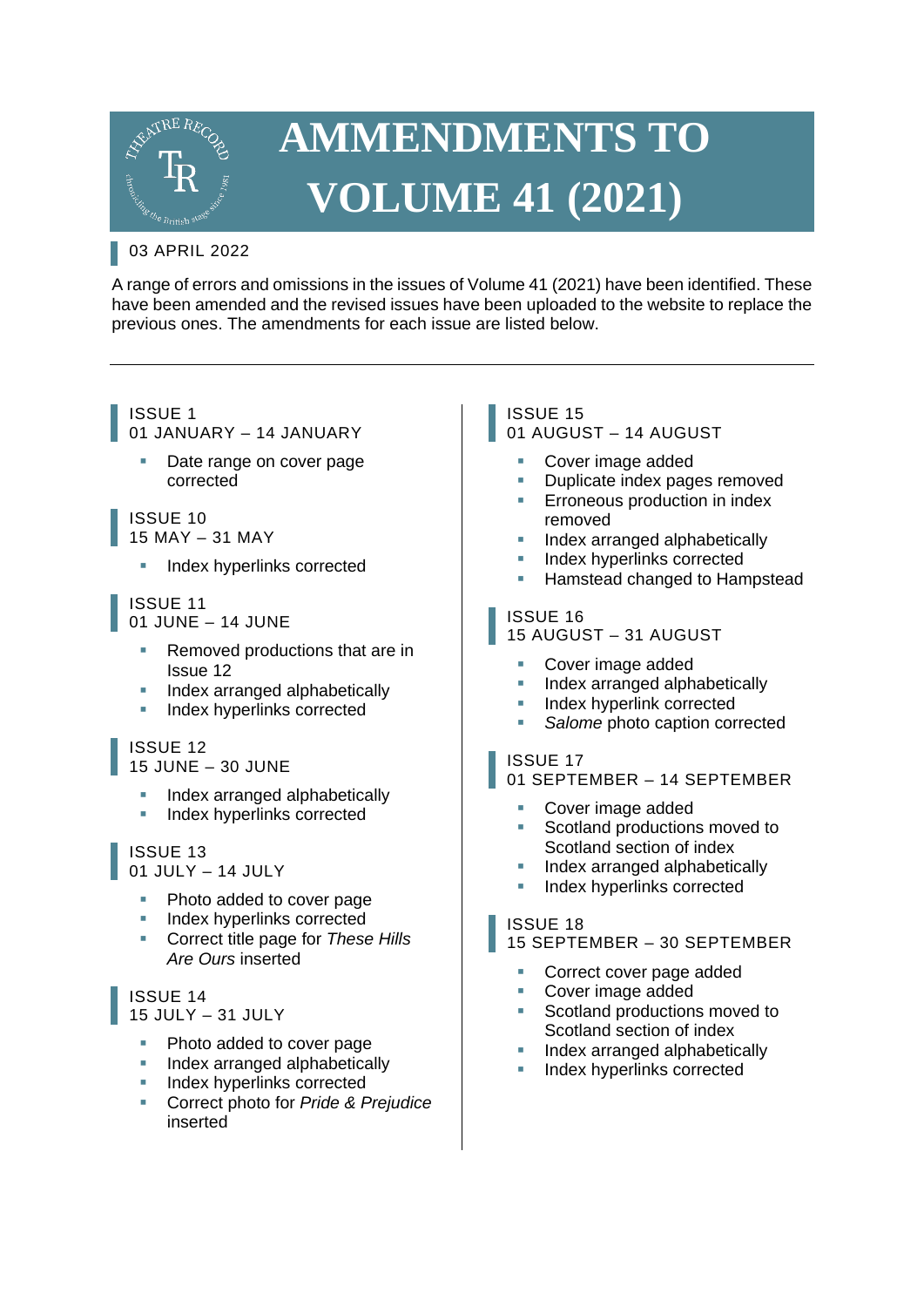# AMMENDMENTS TO VOLUME 41 (2021)

03 APRIL 2022

A range of errors and omissions in the issues of Volume 41 (2021) have been identified. These have been amended and the revised issues have been uploaded to the website to replace the previous ones. The amendments for each issue are listed below.

---

### ISSUE 1
### 01 JANUARY – 14 JANUARY

- Date range on cover page corrected

### ISSUE 10
### 15 MAY – 31 MAY

- Index hyperlinks corrected

### ISSUE 11
### 01 JUNE – 14 JUNE

- Removed productions that are in Issue 12
- Index arranged alphabetically
- Index hyperlinks corrected

### ISSUE 12
### 15 JUNE – 30 JUNE

- Index arranged alphabetically
- Index hyperlinks corrected

### ISSUE 13
### 01 JULY – 14 JULY

- Photo added to cover page
- Index hyperlinks corrected
- Correct title page for *These Hills Are Ours* inserted

### ISSUE 14
### 15 JULY – 31 JULY

- Photo added to cover page
- Index arranged alphabetically
- Index hyperlinks corrected
- Correct photo for *Pride & Prejudice* inserted

### ISSUE 15
### 01 AUGUST – 14 AUGUST

- Cover image added
- Duplicate index pages removed
- Erroneous production in index removed
- Index arranged alphabetically
- Index hyperlinks corrected
- Hamstead changed to Hampstead

### ISSUE 16
### 15 AUGUST – 31 AUGUST

- Cover image added
- Index arranged alphabetically
- Index hyperlink corrected
- *Salome* photo caption corrected

### ISSUE 17
### 01 SEPTEMBER – 14 SEPTEMBER

- Cover image added
- Scotland productions moved to Scotland section of index
- Index arranged alphabetically
- Index hyperlinks corrected

### ISSUE 18
### 15 SEPTEMBER – 30 SEPTEMBER

- Correct cover page added
- Cover image added
- Scotland productions moved to Scotland section of index
- Index arranged alphabetically
- Index hyperlinks corrected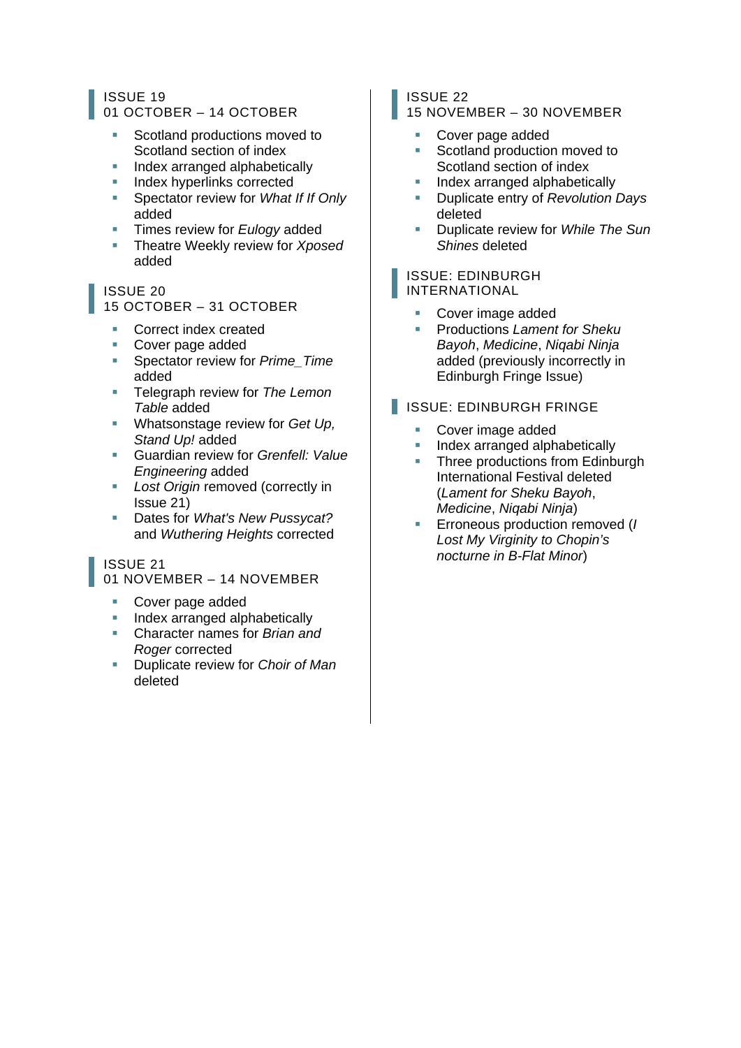## ISSUE 19
## 01 OCTOBER – 14 OCTOBER

- Scotland productions moved to Scotland section of index
- Index arranged alphabetically
- Index hyperlinks corrected
- Spectator review for *What If If Only* added
- Times review for *Eulogy* added
- Theatre Weekly review for *Xposed* added

## ISSUE 20
## 15 OCTOBER – 31 OCTOBER

- Correct index created
- Cover page added
- Spectator review for *Prime_Time* added
- Telegraph review for *The Lemon Table* added
- Whatsonstage review for *Get Up, Stand Up!* added
- Guardian review for *Grenfell: Value Engineering* added
- *Lost Origin* removed (correctly in Issue 21)
- Dates for *What's New Pussycat?* and *Wuthering Heights* corrected

## ISSUE 21
## 01 NOVEMBER – 14 NOVEMBER

- Cover page added
- Index arranged alphabetically
- Character names for *Brian and Roger* corrected
- Duplicate review for *Choir of Man* deleted

## ISSUE 22
## 15 NOVEMBER – 30 NOVEMBER

- Cover page added
- Scotland production moved to Scotland section of index
- Index arranged alphabetically
- Duplicate entry of *Revolution Days* deleted
- Duplicate review for *While The Sun Shines* deleted

## ISSUE: EDINBURGH INTERNATIONAL

- Cover image added
- Productions *Lament for Sheku Bayoh*, *Medicine*, *Niqabi Ninja* added (previously incorrectly in Edinburgh Fringe Issue)

## ISSUE: EDINBURGH FRINGE

- Cover image added
- Index arranged alphabetically
- Three productions from Edinburgh International Festival deleted (*Lament for Sheku Bayoh*, *Medicine*, *Niqabi Ninja*)
- Erroneous production removed (*I Lost My Virginity to Chopin's nocturne in B-Flat Minor*)